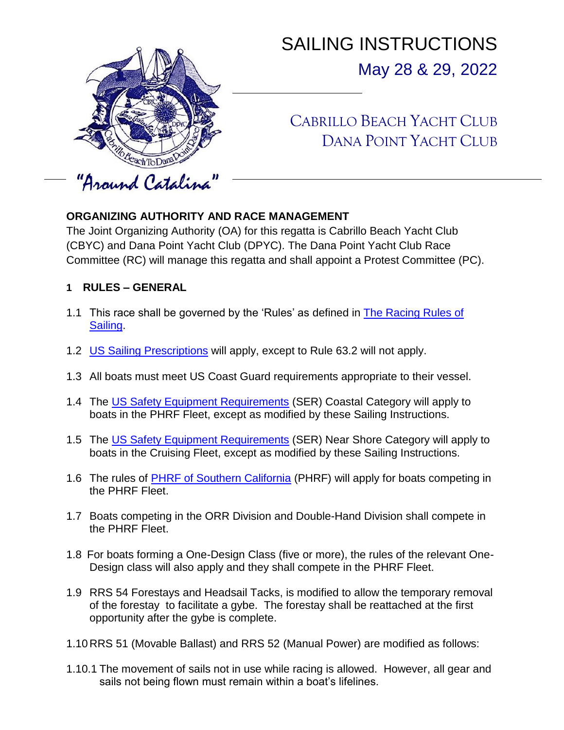# SAILING INSTRUCTIONS

May 28 & 29, 2022

CABRILLO BEACH YACHT CLUB
DANA POINT YACHT CLUB

"Around Catalina"

**ORGANIZING AUTHORITY AND RACE MANAGEMENT**

The Joint Organizing Authority (OA) for this regatta is Cabrillo Beach Yacht Club (CBYC) and Dana Point Yacht Club (DPYC). The Dana Point Yacht Club Race Committee (RC) will manage this regatta and shall appoint a Protest Committee (PC).

**1 RULES – GENERAL**

1.1 This race shall be governed by the 'Rules' as defined in The Racing Rules of Sailing.

1.2 US Sailing Prescriptions will apply, except to Rule 63.2 will not apply.

1.3 All boats must meet US Coast Guard requirements appropriate to their vessel.

1.4 The US Safety Equipment Requirements (SER) Coastal Category will apply to boats in the PHRF Fleet, except as modified by these Sailing Instructions.

1.5 The US Safety Equipment Requirements (SER) Near Shore Category will apply to boats in the Cruising Fleet, except as modified by these Sailing Instructions.

1.6 The rules of PHRF of Southern California (PHRF) will apply for boats competing in the PHRF Fleet.

1.7 Boats competing in the ORR Division and Double-Hand Division shall compete in the PHRF Fleet.

1.8 For boats forming a One-Design Class (five or more), the rules of the relevant One-Design class will also apply and they shall compete in the PHRF Fleet.

1.9 RRS 54 Forestays and Headsail Tacks, is modified to allow the temporary removal of the forestay to facilitate a gybe. The forestay shall be reattached at the first opportunity after the gybe is complete.

1.10 RRS 51 (Movable Ballast) and RRS 52 (Manual Power) are modified as follows:

1.10.1 The movement of sails not in use while racing is allowed. However, all gear and sails not being flown must remain within a boat's lifelines.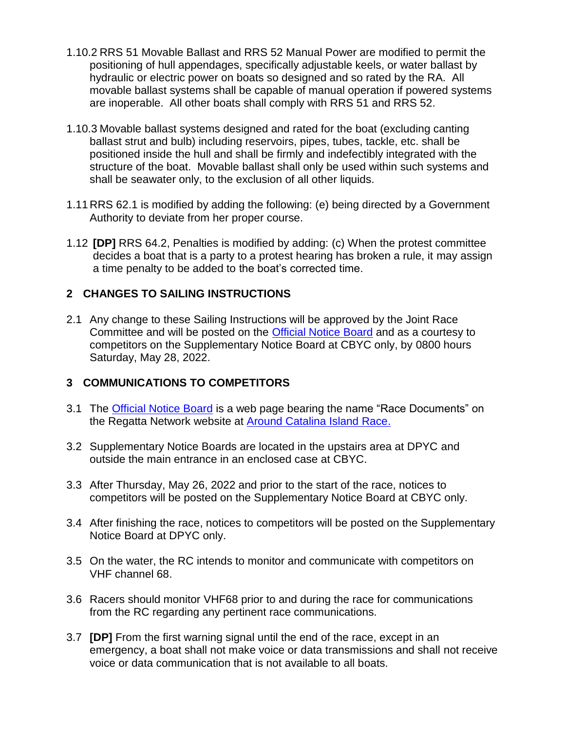1.10.2 RRS 51 Movable Ballast and RRS 52 Manual Power are modified to permit the positioning of hull appendages, specifically adjustable keels, or water ballast by hydraulic or electric power on boats so designed and so rated by the RA. All movable ballast systems shall be capable of manual operation if powered systems are inoperable. All other boats shall comply with RRS 51 and RRS 52.

1.10.3 Movable ballast systems designed and rated for the boat (excluding canting ballast strut and bulb) including reservoirs, pipes, tubes, tackle, etc. shall be positioned inside the hull and shall be firmly and indefectibly integrated with the structure of the boat. Movable ballast shall only be used within such systems and shall be seawater only, to the exclusion of all other liquids.

1.11 RRS 62.1 is modified by adding the following: (e) being directed by a Government Authority to deviate from her proper course.

1.12 **[DP]** RRS 64.2, Penalties is modified by adding: (c) When the protest committee decides a boat that is a party to a protest hearing has broken a rule, it may assign a time penalty to be added to the boat's corrected time.

## 2 CHANGES TO SAILING INSTRUCTIONS

2.1 Any change to these Sailing Instructions will be approved by the Joint Race Committee and will be posted on the Official Notice Board and as a courtesy to competitors on the Supplementary Notice Board at CBYC only, by 0800 hours Saturday, May 28, 2022.

## 3 COMMUNICATIONS TO COMPETITORS

3.1 The Official Notice Board is a web page bearing the name "Race Documents" on the Regatta Network website at Around Catalina Island Race.

3.2 Supplementary Notice Boards are located in the upstairs area at DPYC and outside the main entrance in an enclosed case at CBYC.

3.3 After Thursday, May 26, 2022 and prior to the start of the race, notices to competitors will be posted on the Supplementary Notice Board at CBYC only.

3.4 After finishing the race, notices to competitors will be posted on the Supplementary Notice Board at DPYC only.

3.5 On the water, the RC intends to monitor and communicate with competitors on VHF channel 68.

3.6 Racers should monitor VHF68 prior to and during the race for communications from the RC regarding any pertinent race communications.

3.7 **[DP]** From the first warning signal until the end of the race, except in an emergency, a boat shall not make voice or data transmissions and shall not receive voice or data communication that is not available to all boats.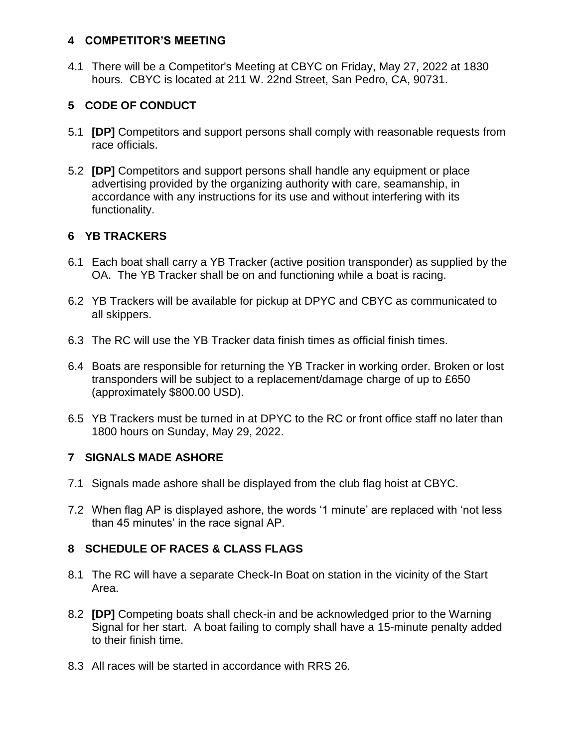## 4 COMPETITOR'S MEETING

4.1 There will be a Competitor's Meeting at CBYC on Friday, May 27, 2022 at 1830 hours. CBYC is located at 211 W. 22nd Street, San Pedro, CA, 90731.

## 5 CODE OF CONDUCT

5.1 **[DP]** Competitors and support persons shall comply with reasonable requests from race officials.

5.2 **[DP]** Competitors and support persons shall handle any equipment or place advertising provided by the organizing authority with care, seamanship, in accordance with any instructions for its use and without interfering with its functionality.

## 6 YB TRACKERS

6.1 Each boat shall carry a YB Tracker (active position transponder) as supplied by the OA. The YB Tracker shall be on and functioning while a boat is racing.

6.2 YB Trackers will be available for pickup at DPYC and CBYC as communicated to all skippers.

6.3 The RC will use the YB Tracker data finish times as official finish times.

6.4 Boats are responsible for returning the YB Tracker in working order. Broken or lost transponders will be subject to a replacement/damage charge of up to £650 (approximately $800.00 USD).

6.5 YB Trackers must be turned in at DPYC to the RC or front office staff no later than 1800 hours on Sunday, May 29, 2022.

## 7 SIGNALS MADE ASHORE

7.1 Signals made ashore shall be displayed from the club flag hoist at CBYC.

7.2 When flag AP is displayed ashore, the words '1 minute' are replaced with 'not less than 45 minutes' in the race signal AP.

## 8 SCHEDULE OF RACES & CLASS FLAGS

8.1 The RC will have a separate Check-In Boat on station in the vicinity of the Start Area.

8.2 **[DP]** Competing boats shall check-in and be acknowledged prior to the Warning Signal for her start. A boat failing to comply shall have a 15-minute penalty added to their finish time.

8.3 All races will be started in accordance with RRS 26.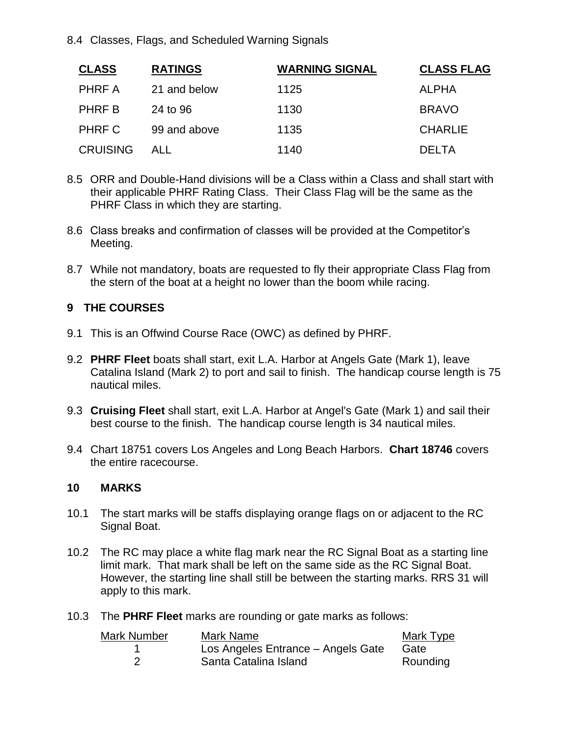8.4 Classes, Flags, and Scheduled Warning Signals

| CLASS | RATINGS | WARNING SIGNAL | CLASS FLAG |
|---|---|---|---|
| PHRF A | 21 and below | 1125 | ALPHA |
| PHRF B | 24 to 96 | 1130 | BRAVO |
| PHRF C | 99 and above | 1135 | CHARLIE |
| CRUISING | ALL | 1140 | DELTA |

8.5 ORR and Double-Hand divisions will be a Class within a Class and shall start with their applicable PHRF Rating Class. Their Class Flag will be the same as the PHRF Class in which they are starting.

8.6 Class breaks and confirmation of classes will be provided at the Competitor's Meeting.

8.7 While not mandatory, boats are requested to fly their appropriate Class Flag from the stern of the boat at a height no lower than the boom while racing.

## 9 THE COURSES

9.1 This is an Offwind Course Race (OWC) as defined by PHRF.

9.2 **PHRF Fleet** boats shall start, exit L.A. Harbor at Angels Gate (Mark 1), leave Catalina Island (Mark 2) to port and sail to finish. The handicap course length is 75 nautical miles.

9.3 **Cruising Fleet** shall start, exit L.A. Harbor at Angel's Gate (Mark 1) and sail their best course to the finish. The handicap course length is 34 nautical miles.

9.4 Chart 18751 covers Los Angeles and Long Beach Harbors. **Chart 18746** covers the entire racecourse.

## 10 MARKS

10.1 The start marks will be staffs displaying orange flags on or adjacent to the RC Signal Boat.

10.2 The RC may place a white flag mark near the RC Signal Boat as a starting line limit mark. That mark shall be left on the same side as the RC Signal Boat. However, the starting line shall still be between the starting marks. RRS 31 will apply to this mark.

10.3 The **PHRF Fleet** marks are rounding or gate marks as follows:

| Mark Number | Mark Name | Mark Type |
|---|---|---|
| 1 | Los Angeles Entrance – Angels Gate | Gate |
| 2 | Santa Catalina Island | Rounding |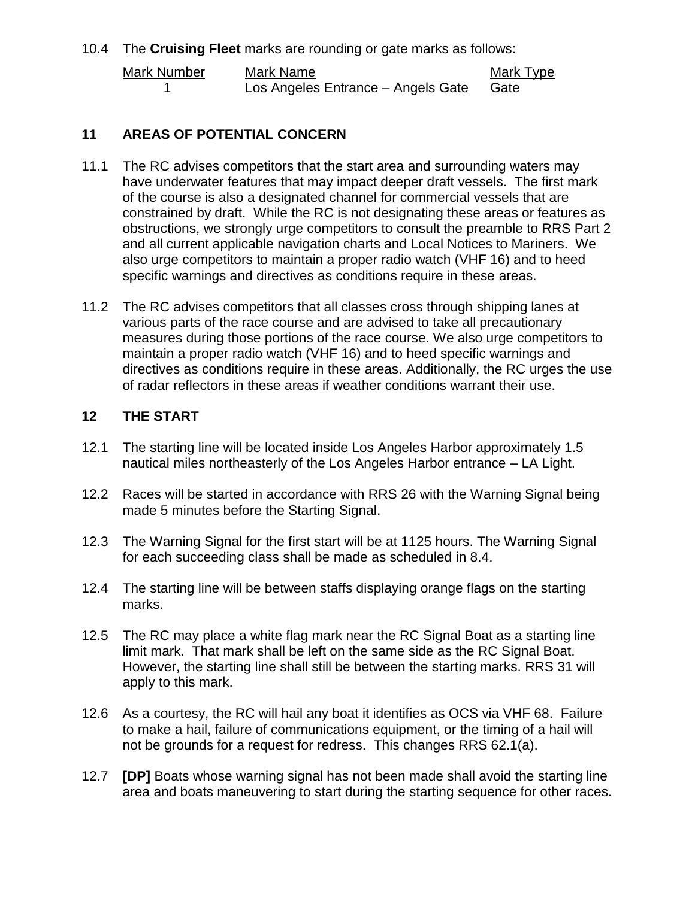10.4 The **Cruising Fleet** marks are rounding or gate marks as follows:

| Mark Number | Mark Name | Mark Type |
|---|---|---|
| 1 | Los Angeles Entrance – Angels Gate | Gate |

## 11 AREAS OF POTENTIAL CONCERN

11.1 The RC advises competitors that the start area and surrounding waters may have underwater features that may impact deeper draft vessels. The first mark of the course is also a designated channel for commercial vessels that are constrained by draft. While the RC is not designating these areas or features as obstructions, we strongly urge competitors to consult the preamble to RRS Part 2 and all current applicable navigation charts and Local Notices to Mariners. We also urge competitors to maintain a proper radio watch (VHF 16) and to heed specific warnings and directives as conditions require in these areas.

11.2 The RC advises competitors that all classes cross through shipping lanes at various parts of the race course and are advised to take all precautionary measures during those portions of the race course. We also urge competitors to maintain a proper radio watch (VHF 16) and to heed specific warnings and directives as conditions require in these areas. Additionally, the RC urges the use of radar reflectors in these areas if weather conditions warrant their use.

## 12 THE START

12.1 The starting line will be located inside Los Angeles Harbor approximately 1.5 nautical miles northeasterly of the Los Angeles Harbor entrance – LA Light.

12.2 Races will be started in accordance with RRS 26 with the Warning Signal being made 5 minutes before the Starting Signal.

12.3 The Warning Signal for the first start will be at 1125 hours. The Warning Signal for each succeeding class shall be made as scheduled in 8.4.

12.4 The starting line will be between staffs displaying orange flags on the starting marks.

12.5 The RC may place a white flag mark near the RC Signal Boat as a starting line limit mark. That mark shall be left on the same side as the RC Signal Boat. However, the starting line shall still be between the starting marks. RRS 31 will apply to this mark.

12.6 As a courtesy, the RC will hail any boat it identifies as OCS via VHF 68. Failure to make a hail, failure of communications equipment, or the timing of a hail will not be grounds for a request for redress. This changes RRS 62.1(a).

12.7 **[DP]** Boats whose warning signal has not been made shall avoid the starting line area and boats maneuvering to start during the starting sequence for other races.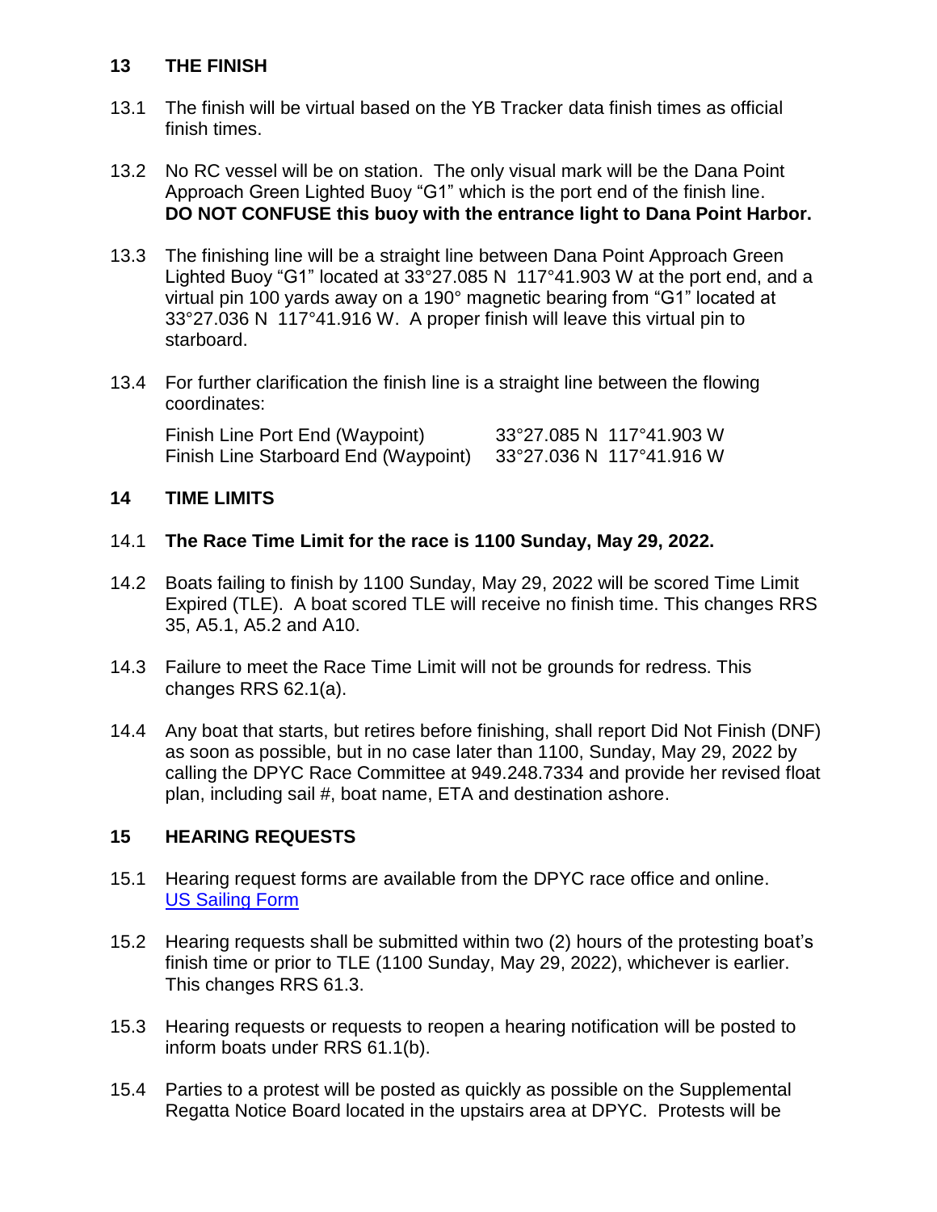## 13 THE FINISH

13.1 The finish will be virtual based on the YB Tracker data finish times as official finish times.

13.2 No RC vessel will be on station. The only visual mark will be the Dana Point Approach Green Lighted Buoy "G1" which is the port end of the finish line. **DO NOT CONFUSE this buoy with the entrance light to Dana Point Harbor.**

13.3 The finishing line will be a straight line between Dana Point Approach Green Lighted Buoy "G1" located at 33°27.085 N 117°41.903 W at the port end, and a virtual pin 100 yards away on a 190° magnetic bearing from "G1" located at 33°27.036 N 117°41.916 W. A proper finish will leave this virtual pin to starboard.

13.4 For further clarification the finish line is a straight line between the flowing coordinates:

| | |
|---|---|
| Finish Line Port End (Waypoint) | 33°27.085 N 117°41.903 W |
| Finish Line Starboard End (Waypoint) | 33°27.036 N 117°41.916 W |

## 14 TIME LIMITS

14.1 **The Race Time Limit for the race is 1100 Sunday, May 29, 2022.**

14.2 Boats failing to finish by 1100 Sunday, May 29, 2022 will be scored Time Limit Expired (TLE). A boat scored TLE will receive no finish time. This changes RRS 35, A5.1, A5.2 and A10.

14.3 Failure to meet the Race Time Limit will not be grounds for redress. This changes RRS 62.1(a).

14.4 Any boat that starts, but retires before finishing, shall report Did Not Finish (DNF) as soon as possible, but in no case later than 1100, Sunday, May 29, 2022 by calling the DPYC Race Committee at 949.248.7334 and provide her revised float plan, including sail #, boat name, ETA and destination ashore.

## 15 HEARING REQUESTS

15.1 Hearing request forms are available from the DPYC race office and online. [US Sailing Form]

15.2 Hearing requests shall be submitted within two (2) hours of the protesting boat's finish time or prior to TLE (1100 Sunday, May 29, 2022), whichever is earlier. This changes RRS 61.3.

15.3 Hearing requests or requests to reopen a hearing notification will be posted to inform boats under RRS 61.1(b).

15.4 Parties to a protest will be posted as quickly as possible on the Supplemental Regatta Notice Board located in the upstairs area at DPYC. Protests will be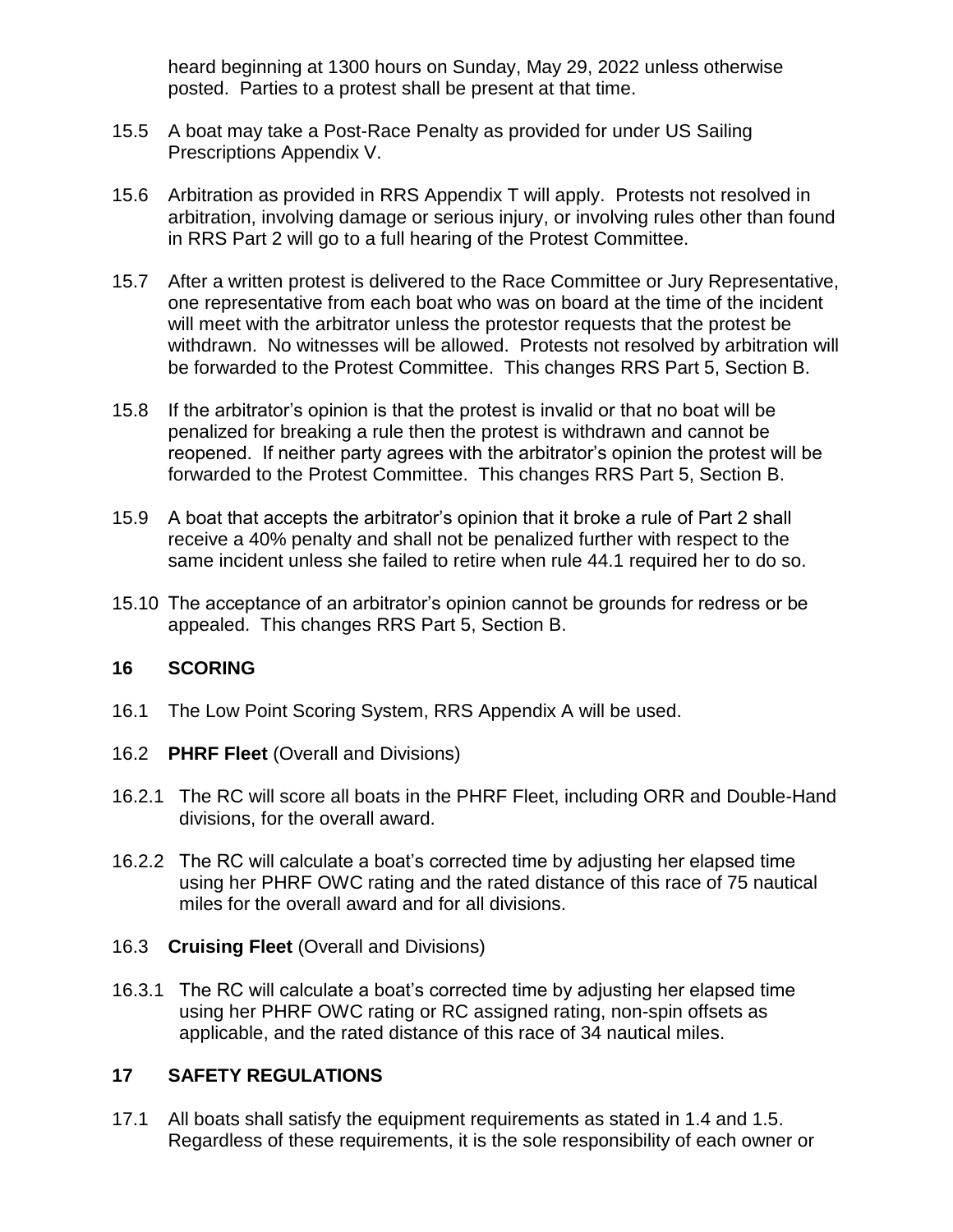heard beginning at 1300 hours on Sunday, May 29, 2022 unless otherwise posted. Parties to a protest shall be present at that time.

15.5 A boat may take a Post-Race Penalty as provided for under US Sailing Prescriptions Appendix V.

15.6 Arbitration as provided in RRS Appendix T will apply. Protests not resolved in arbitration, involving damage or serious injury, or involving rules other than found in RRS Part 2 will go to a full hearing of the Protest Committee.

15.7 After a written protest is delivered to the Race Committee or Jury Representative, one representative from each boat who was on board at the time of the incident will meet with the arbitrator unless the protestor requests that the protest be withdrawn. No witnesses will be allowed. Protests not resolved by arbitration will be forwarded to the Protest Committee. This changes RRS Part 5, Section B.

15.8 If the arbitrator's opinion is that the protest is invalid or that no boat will be penalized for breaking a rule then the protest is withdrawn and cannot be reopened. If neither party agrees with the arbitrator's opinion the protest will be forwarded to the Protest Committee. This changes RRS Part 5, Section B.

15.9 A boat that accepts the arbitrator's opinion that it broke a rule of Part 2 shall receive a 40% penalty and shall not be penalized further with respect to the same incident unless she failed to retire when rule 44.1 required her to do so.

15.10 The acceptance of an arbitrator's opinion cannot be grounds for redress or be appealed. This changes RRS Part 5, Section B.

## 16 SCORING

16.1 The Low Point Scoring System, RRS Appendix A will be used.

16.2 **PHRF Fleet** (Overall and Divisions)

16.2.1 The RC will score all boats in the PHRF Fleet, including ORR and Double-Hand divisions, for the overall award.

16.2.2 The RC will calculate a boat's corrected time by adjusting her elapsed time using her PHRF OWC rating and the rated distance of this race of 75 nautical miles for the overall award and for all divisions.

16.3 **Cruising Fleet** (Overall and Divisions)

16.3.1 The RC will calculate a boat's corrected time by adjusting her elapsed time using her PHRF OWC rating or RC assigned rating, non-spin offsets as applicable, and the rated distance of this race of 34 nautical miles.

## 17 SAFETY REGULATIONS

17.1 All boats shall satisfy the equipment requirements as stated in 1.4 and 1.5. Regardless of these requirements, it is the sole responsibility of each owner or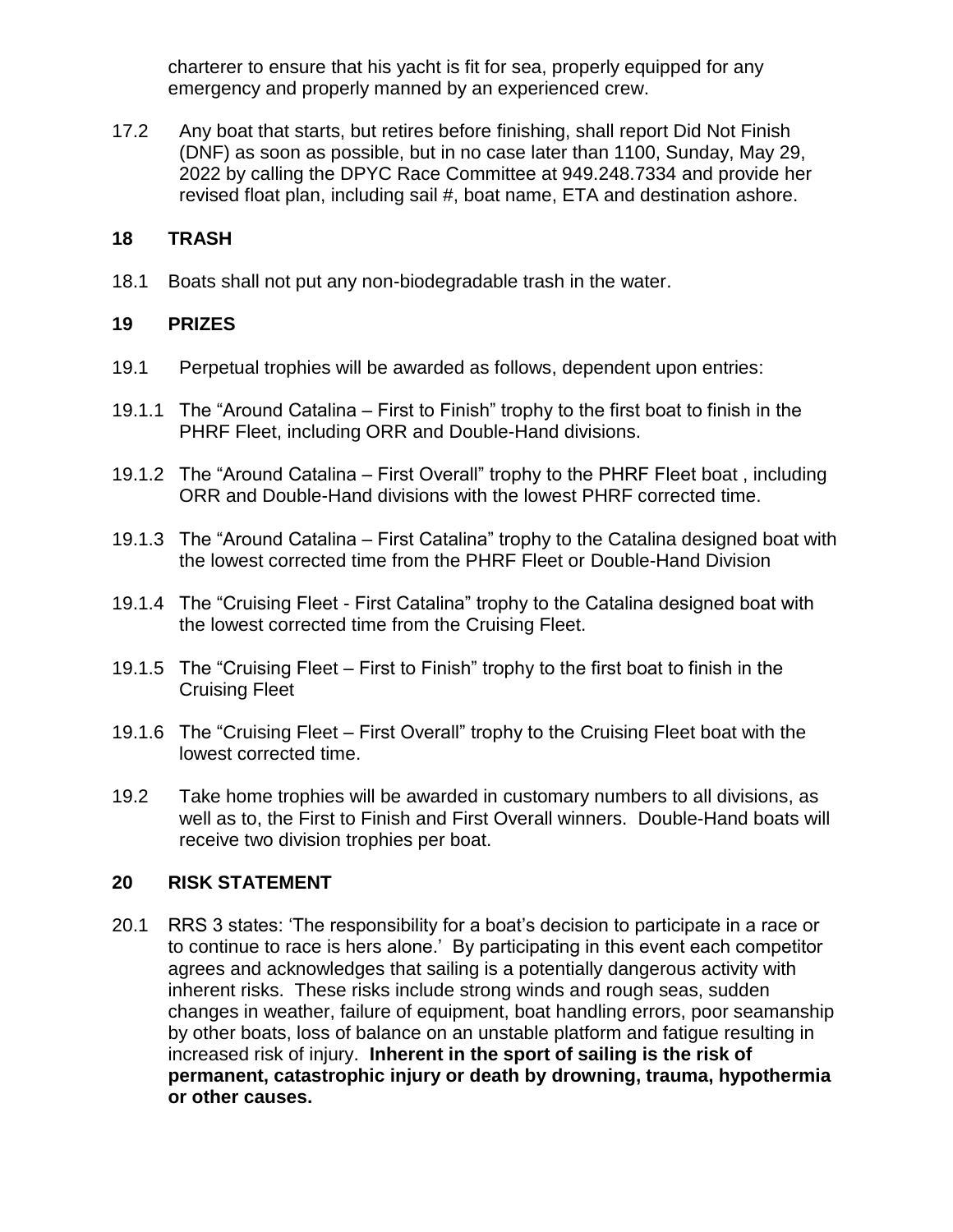charterer to ensure that his yacht is fit for sea, properly equipped for any emergency and properly manned by an experienced crew.

17.2 Any boat that starts, but retires before finishing, shall report Did Not Finish (DNF) as soon as possible, but in no case later than 1100, Sunday, May 29, 2022 by calling the DPYC Race Committee at 949.248.7334 and provide her revised float plan, including sail #, boat name, ETA and destination ashore.

## 18 TRASH

18.1 Boats shall not put any non-biodegradable trash in the water.

## 19 PRIZES

19.1 Perpetual trophies will be awarded as follows, dependent upon entries:

19.1.1 The "Around Catalina – First to Finish" trophy to the first boat to finish in the PHRF Fleet, including ORR and Double-Hand divisions.

19.1.2 The "Around Catalina – First Overall" trophy to the PHRF Fleet boat , including ORR and Double-Hand divisions with the lowest PHRF corrected time.

19.1.3 The "Around Catalina – First Catalina" trophy to the Catalina designed boat with the lowest corrected time from the PHRF Fleet or Double-Hand Division

19.1.4 The "Cruising Fleet - First Catalina" trophy to the Catalina designed boat with the lowest corrected time from the Cruising Fleet.

19.1.5 The "Cruising Fleet – First to Finish" trophy to the first boat to finish in the Cruising Fleet

19.1.6 The "Cruising Fleet – First Overall" trophy to the Cruising Fleet boat with the lowest corrected time.

19.2 Take home trophies will be awarded in customary numbers to all divisions, as well as to, the First to Finish and First Overall winners. Double-Hand boats will receive two division trophies per boat.

## 20 RISK STATEMENT

20.1 RRS 3 states: 'The responsibility for a boat's decision to participate in a race or to continue to race is hers alone.' By participating in this event each competitor agrees and acknowledges that sailing is a potentially dangerous activity with inherent risks. These risks include strong winds and rough seas, sudden changes in weather, failure of equipment, boat handling errors, poor seamanship by other boats, loss of balance on an unstable platform and fatigue resulting in increased risk of injury. **Inherent in the sport of sailing is the risk of permanent, catastrophic injury or death by drowning, trauma, hypothermia or other causes.**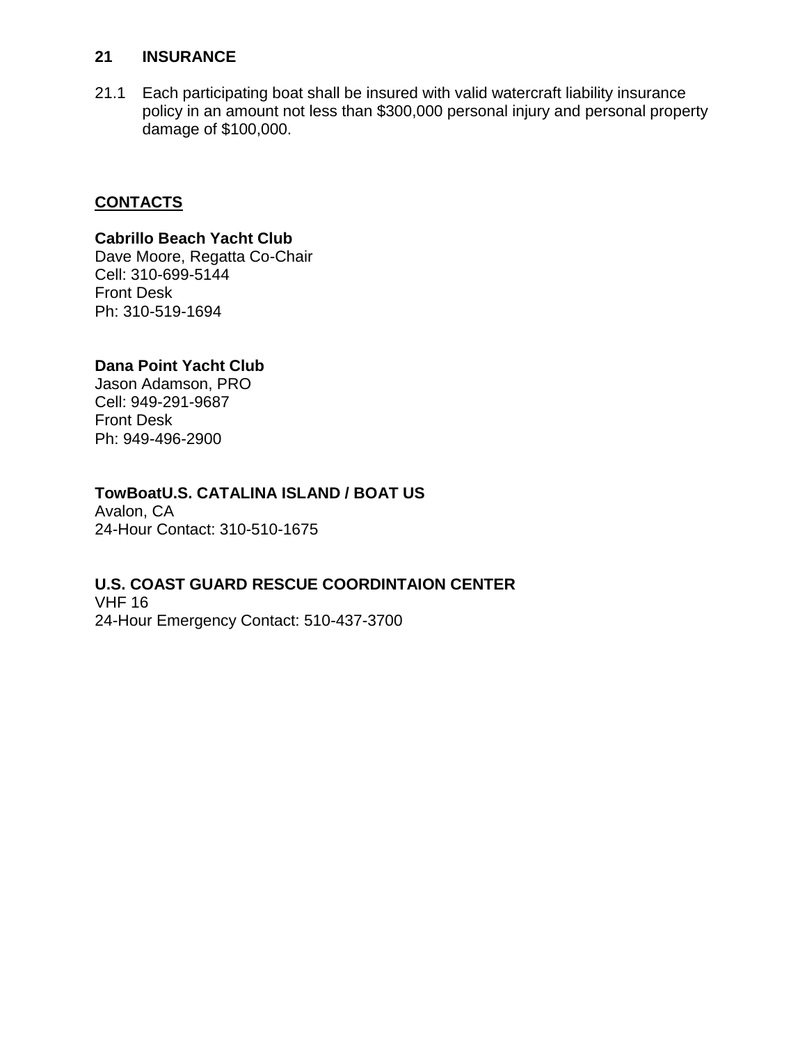## 21 INSURANCE

21.1 Each participating boat shall be insured with valid watercraft liability insurance policy in an amount not less than $300,000 personal injury and personal property damage of $100,000.

## CONTACTS

**Cabrillo Beach Yacht Club**
Dave Moore, Regatta Co-Chair
Cell: 310-699-5144
Front Desk
Ph: 310-519-1694

**Dana Point Yacht Club**
Jason Adamson, PRO
Cell: 949-291-9687
Front Desk
Ph: 949-496-2900

**TowBoatU.S. CATALINA ISLAND / BOAT US**
Avalon, CA
24-Hour Contact: 310-510-1675

**U.S. COAST GUARD RESCUE COORDINTAION CENTER**
VHF 16
24-Hour Emergency Contact: 510-437-3700